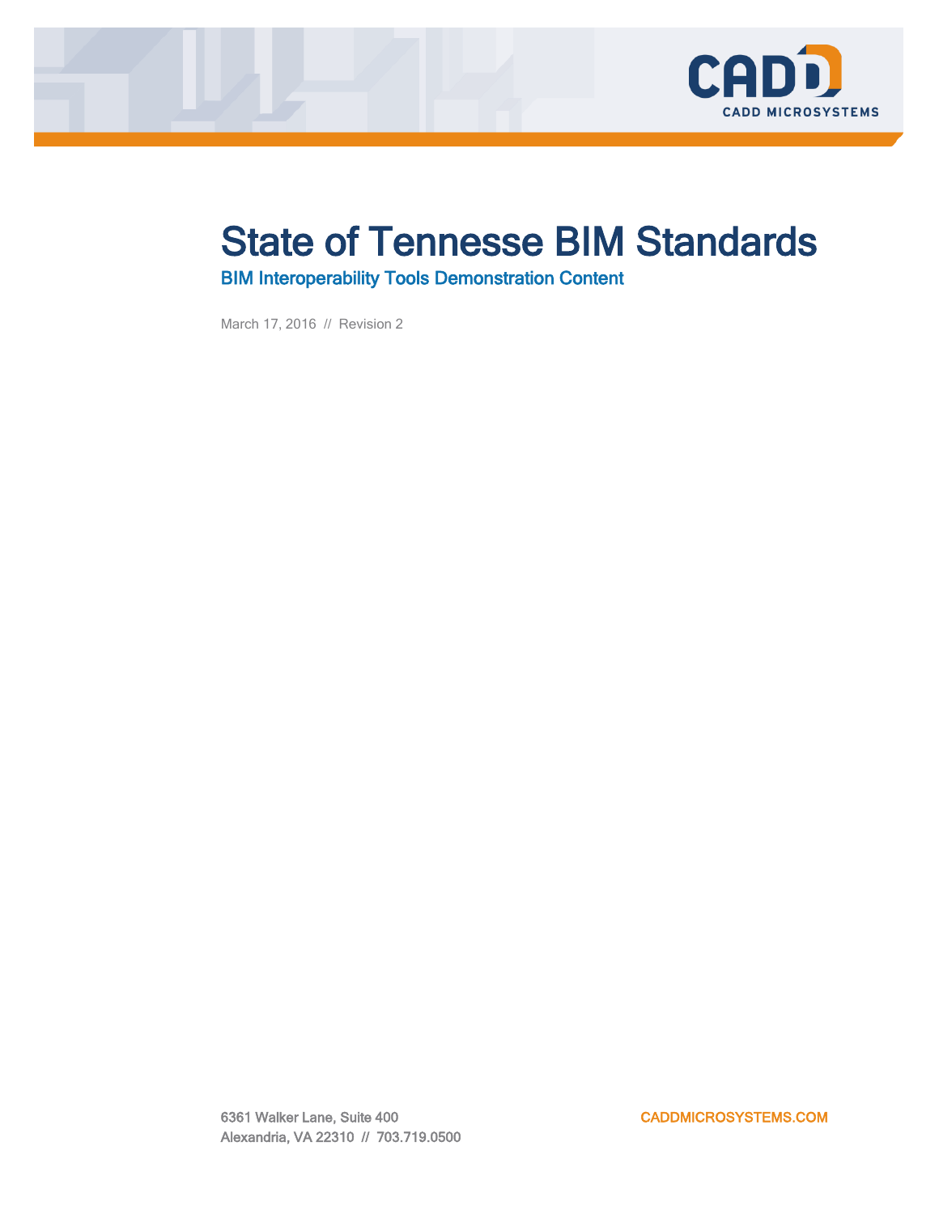# State of Tennessee BIM Standards

## BIM Interoperability Tools Demonstration Content

March 17, 2016 // Revision 2

6361 Walker Lane, Suite 400
Alexandria, VA 22310 // 703.719.0500

CADDMICROSYSTEMS.COM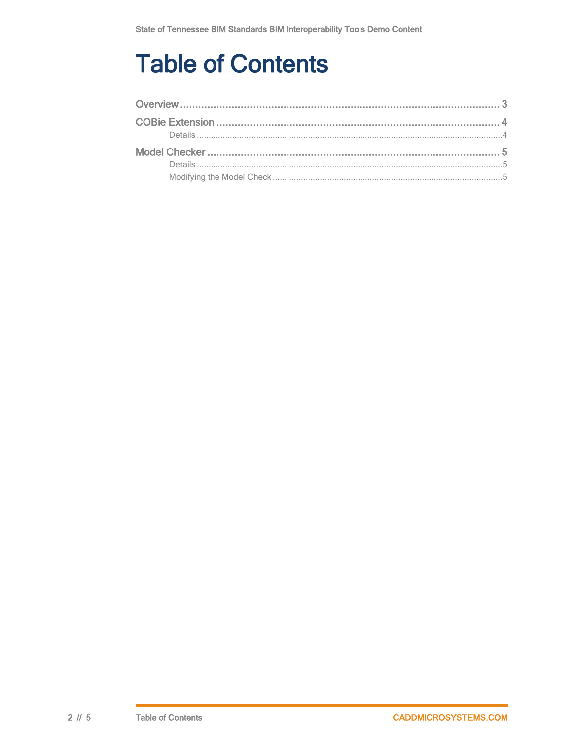# Table of Contents

Overview .......... 3

COBie Extension .......... 4

- Details .......... 4

Model Checker .......... 5

- Details .......... 5
- Modifying the Model Check .......... 5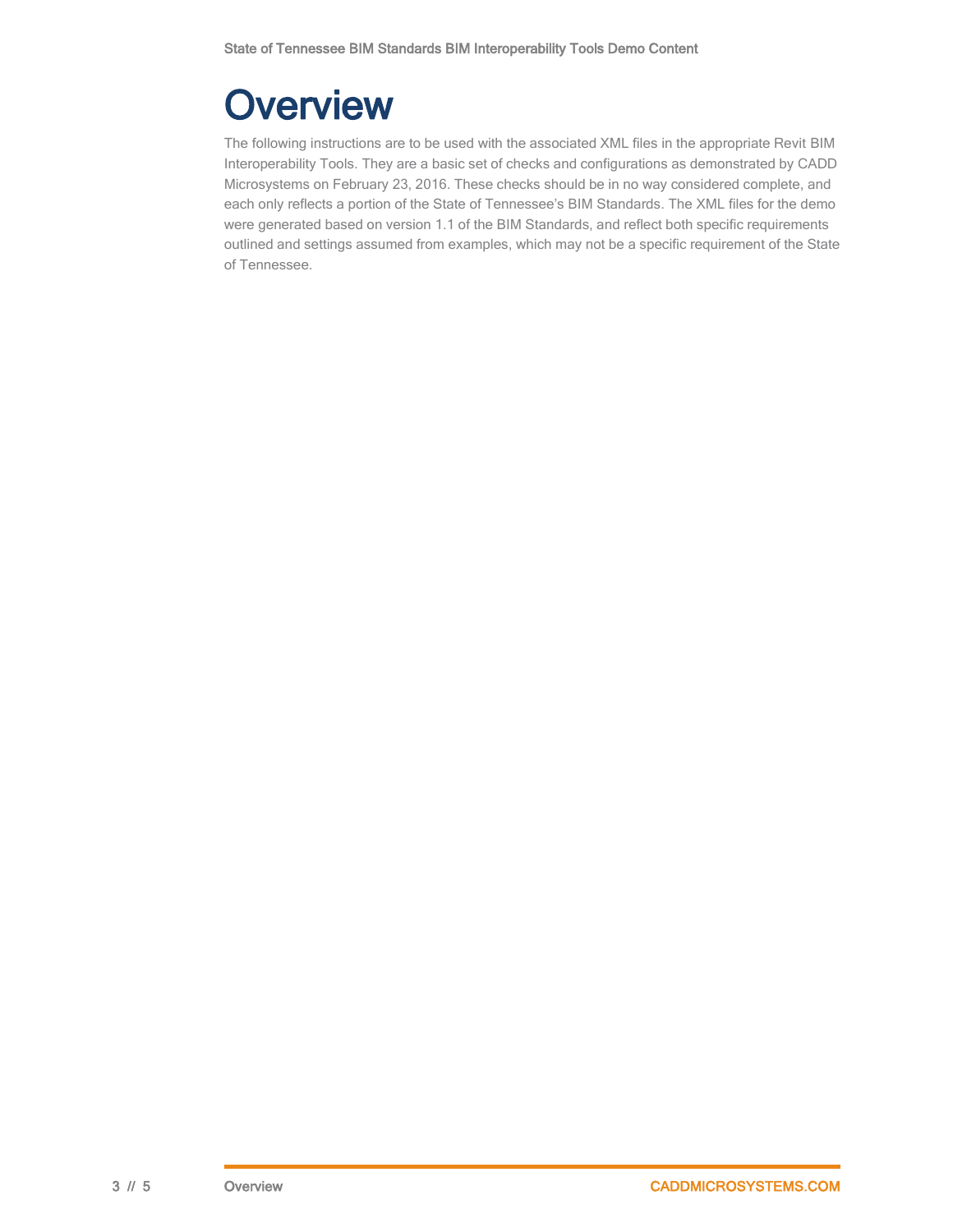# Overview

The following instructions are to be used with the associated XML files in the appropriate Revit BIM Interoperability Tools. They are a basic set of checks and configurations as demonstrated by CADD Microsystems on February 23, 2016. These checks should be in no way considered complete, and each only reflects a portion of the State of Tennessee's BIM Standards. The XML files for the demo were generated based on version 1.1 of the BIM Standards, and reflect both specific requirements outlined and settings assumed from examples, which may not be a specific requirement of the State of Tennessee.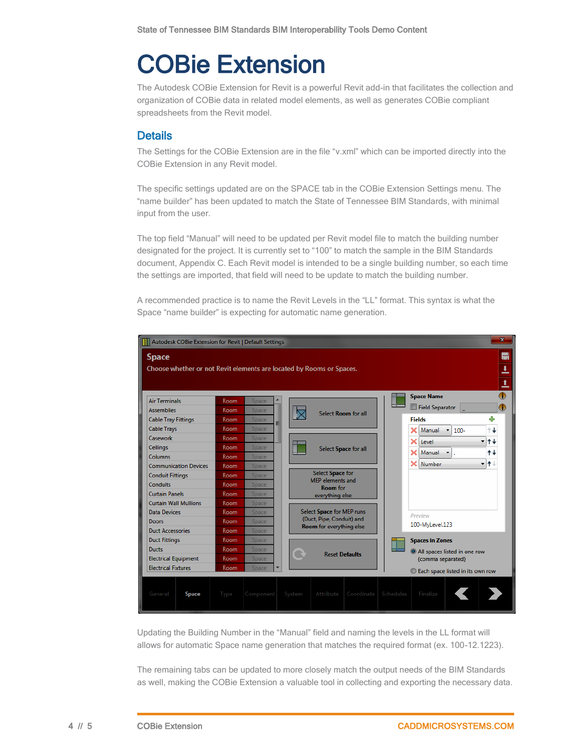# COBie Extension

The Autodesk COBie Extension for Revit is a powerful Revit add-in that facilitates the collection and organization of COBie data in related model elements, as well as generates COBie compliant spreadsheets from the Revit model.

## Details

The Settings for the COBie Extension are in the file "v.xml" which can be imported directly into the COBie Extension in any Revit model.

The specific settings updated are on the SPACE tab in the COBie Extension Settings menu. The "name builder" has been updated to match the State of Tennessee BIM Standards, with minimal input from the user.

The top field "Manual" will need to be updated per Revit model file to match the building number designated for the project. It is currently set to "100" to match the sample in the BIM Standards document, Appendix C. Each Revit model is intended to be a single building number, so each time the settings are imported, that field will need to be update to match the building number.

A recommended practice is to name the Revit Levels in the "LL" format. This syntax is what the Space "name builder" is expecting for automatic name generation.

Updating the Building Number in the "Manual" field and naming the levels in the LL format will allows for automatic Space name generation that matches the required format (ex. 100-12.1223).

The remaining tabs can be updated to more closely match the output needs of the BIM Standards as well, making the COBie Extension a valuable tool in collecting and exporting the necessary data.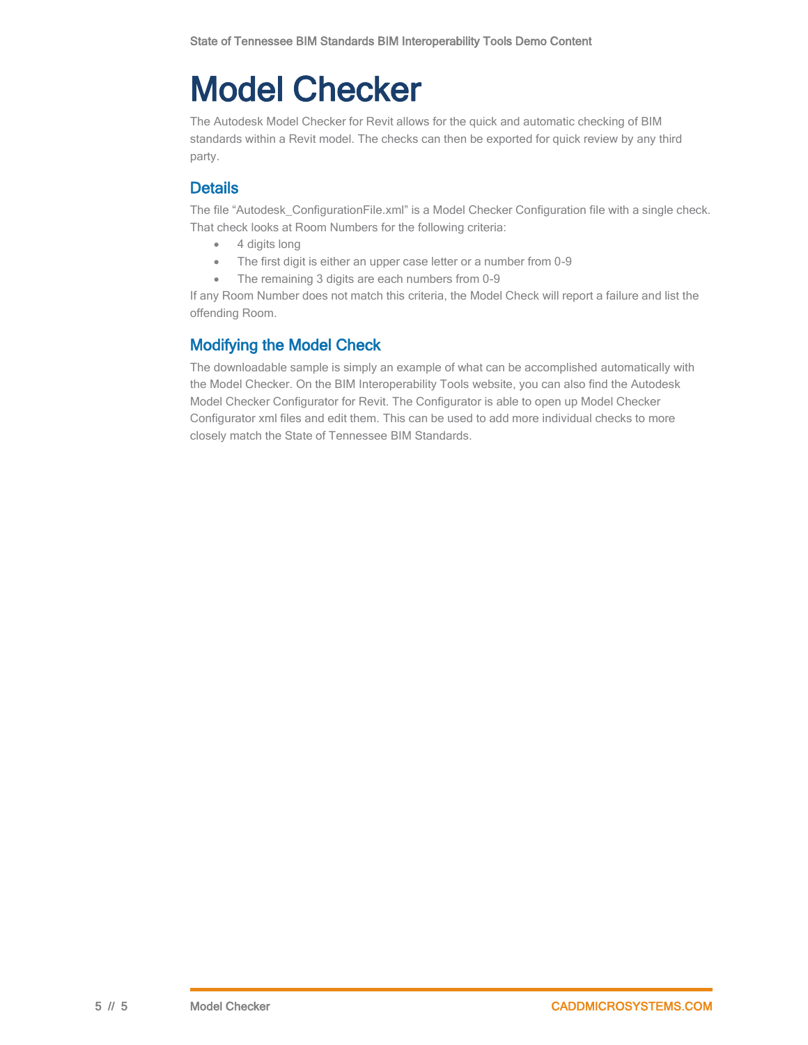# Model Checker

The Autodesk Model Checker for Revit allows for the quick and automatic checking of BIM standards within a Revit model. The checks can then be exported for quick review by any third party.

## Details

The file “Autodesk_ConfigurationFile.xml” is a Model Checker Configuration file with a single check. That check looks at Room Numbers for the following criteria:

- 4 digits long
- The first digit is either an upper case letter or a number from 0-9
- The remaining 3 digits are each numbers from 0-9

If any Room Number does not match this criteria, the Model Check will report a failure and list the offending Room.

## Modifying the Model Check

The downloadable sample is simply an example of what can be accomplished automatically with the Model Checker. On the BIM Interoperability Tools website, you can also find the Autodesk Model Checker Configurator for Revit. The Configurator is able to open up Model Checker Configurator xml files and edit them. This can be used to add more individual checks to more closely match the State of Tennessee BIM Standards.